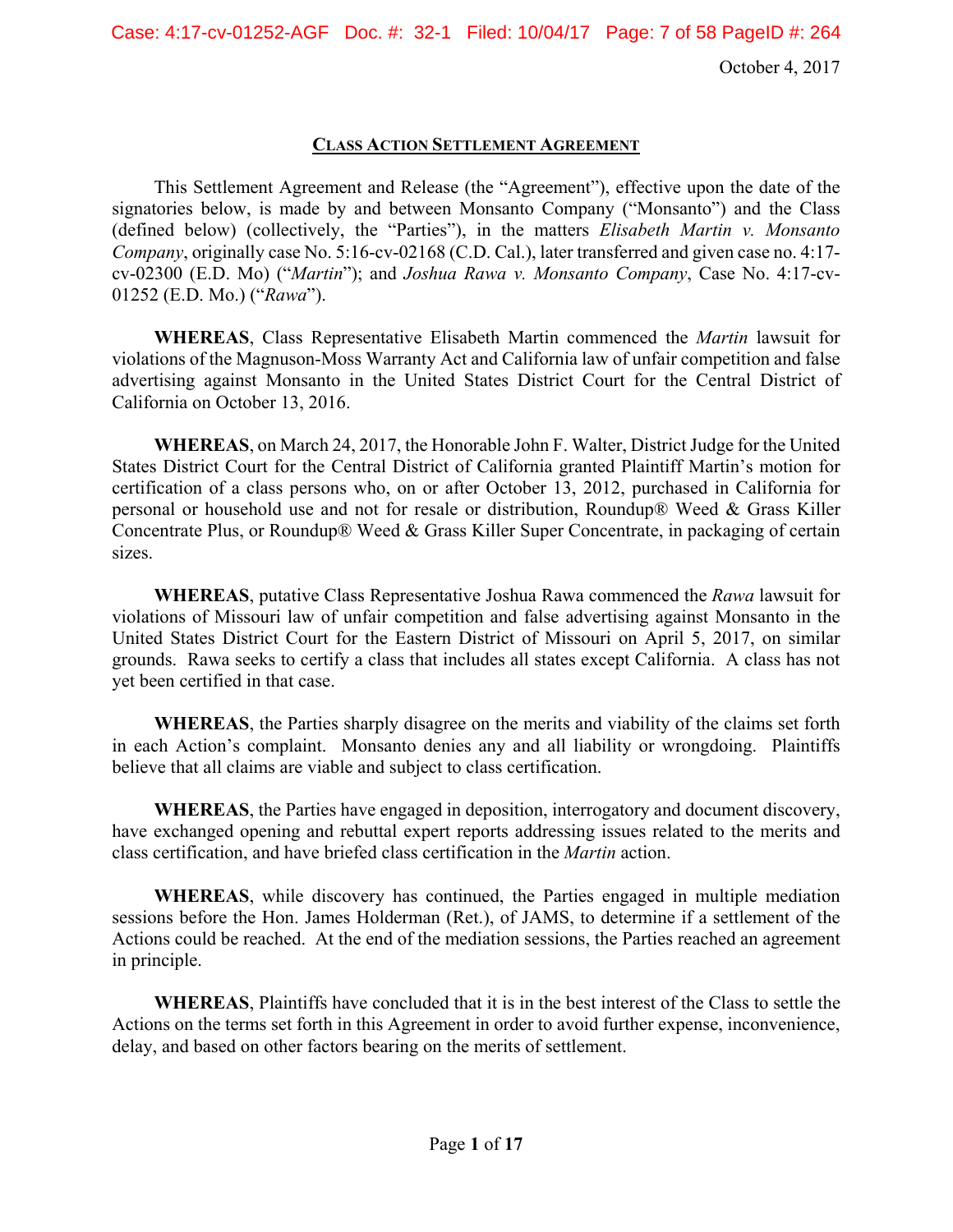October 4, 2017

# CLASS ACTION SETTLEMENT AGREEMENT

This Settlement Agreement and Release (the "Agreement"), effective upon the date of the signatories below, is made by and between Monsanto Company ("Monsanto") and the Class (defined below) (collectively, the "Parties"), in the matters *Elisabeth Martin v. Monsanto Company*, originally case No. 5:16-cv-02168 (C.D. Cal.), later transferred and given case no. 4:17-cv-02300 (E.D. Mo) ("*Martin*"); and *Joshua Rawa v. Monsanto Company*, Case No. 4:17-cv-01252 (E.D. Mo.) ("*Rawa*").

**WHEREAS**, Class Representative Elisabeth Martin commenced the *Martin* lawsuit for violations of the Magnuson-Moss Warranty Act and California law of unfair competition and false advertising against Monsanto in the United States District Court for the Central District of California on October 13, 2016.

**WHEREAS**, on March 24, 2017, the Honorable John F. Walter, District Judge for the United States District Court for the Central District of California granted Plaintiff Martin's motion for certification of a class persons who, on or after October 13, 2012, purchased in California for personal or household use and not for resale or distribution, Roundup® Weed & Grass Killer Concentrate Plus, or Roundup® Weed & Grass Killer Super Concentrate, in packaging of certain sizes.

**WHEREAS**, putative Class Representative Joshua Rawa commenced the *Rawa* lawsuit for violations of Missouri law of unfair competition and false advertising against Monsanto in the United States District Court for the Eastern District of Missouri on April 5, 2017, on similar grounds. Rawa seeks to certify a class that includes all states except California. A class has not yet been certified in that case.

**WHEREAS**, the Parties sharply disagree on the merits and viability of the claims set forth in each Action's complaint. Monsanto denies any and all liability or wrongdoing. Plaintiffs believe that all claims are viable and subject to class certification.

**WHEREAS**, the Parties have engaged in deposition, interrogatory and document discovery, have exchanged opening and rebuttal expert reports addressing issues related to the merits and class certification, and have briefed class certification in the *Martin* action.

**WHEREAS**, while discovery has continued, the Parties engaged in multiple mediation sessions before the Hon. James Holderman (Ret.), of JAMS, to determine if a settlement of the Actions could be reached. At the end of the mediation sessions, the Parties reached an agreement in principle.

**WHEREAS**, Plaintiffs have concluded that it is in the best interest of the Class to settle the Actions on the terms set forth in this Agreement in order to avoid further expense, inconvenience, delay, and based on other factors bearing on the merits of settlement.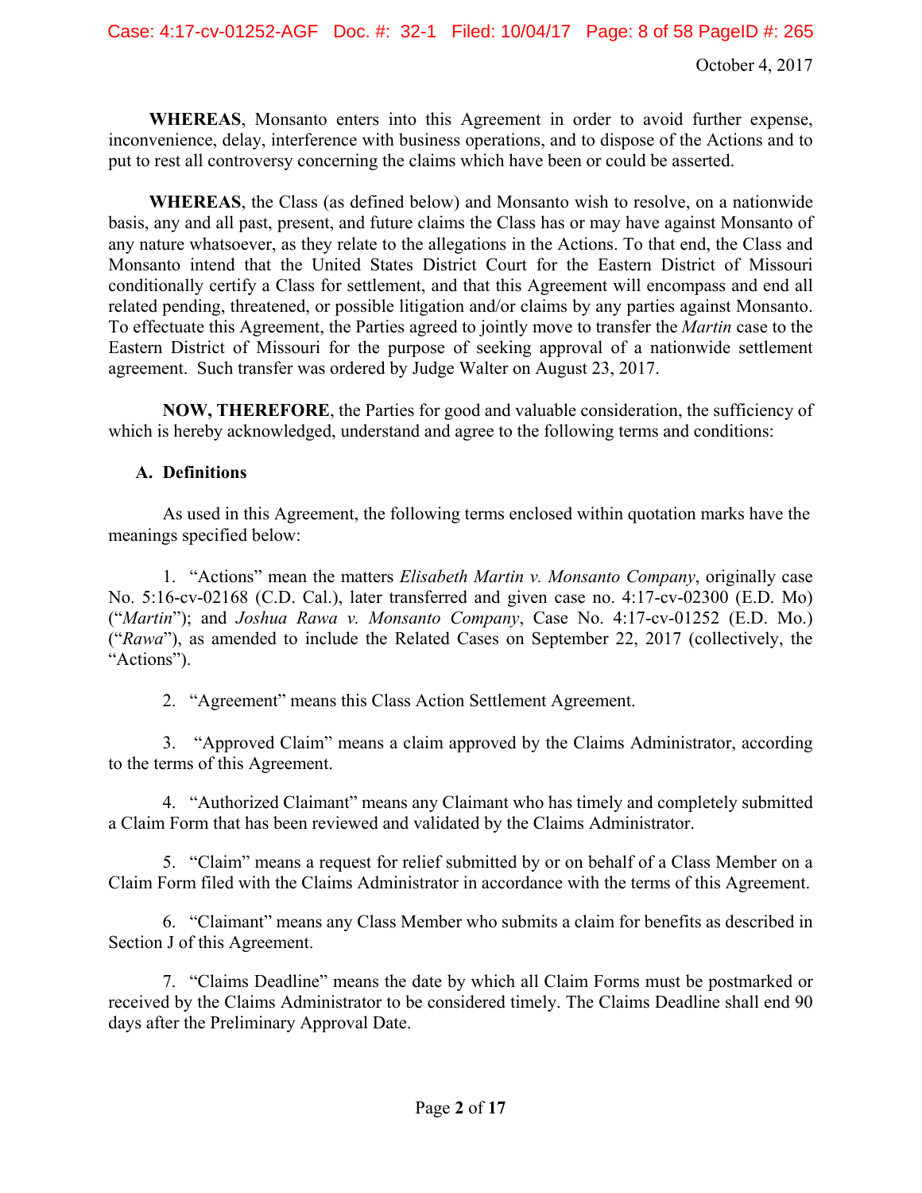**WHEREAS**, Monsanto enters into this Agreement in order to avoid further expense, inconvenience, delay, interference with business operations, and to dispose of the Actions and to put to rest all controversy concerning the claims which have been or could be asserted.

**WHEREAS**, the Class (as defined below) and Monsanto wish to resolve, on a nationwide basis, any and all past, present, and future claims the Class has or may have against Monsanto of any nature whatsoever, as they relate to the allegations in the Actions. To that end, the Class and Monsanto intend that the United States District Court for the Eastern District of Missouri conditionally certify a Class for settlement, and that this Agreement will encompass and end all related pending, threatened, or possible litigation and/or claims by any parties against Monsanto. To effectuate this Agreement, the Parties agreed to jointly move to transfer the *Martin* case to the Eastern District of Missouri for the purpose of seeking approval of a nationwide settlement agreement. Such transfer was ordered by Judge Walter on August 23, 2017.

**NOW, THEREFORE**, the Parties for good and valuable consideration, the sufficiency of which is hereby acknowledged, understand and agree to the following terms and conditions:

## A. Definitions

As used in this Agreement, the following terms enclosed within quotation marks have the meanings specified below:

1. "Actions" mean the matters *Elisabeth Martin v. Monsanto Company*, originally case No. 5:16-cv-02168 (C.D. Cal.), later transferred and given case no. 4:17-cv-02300 (E.D. Mo) ("*Martin*"); and *Joshua Rawa v. Monsanto Company*, Case No. 4:17-cv-01252 (E.D. Mo.) ("*Rawa*"), as amended to include the Related Cases on September 22, 2017 (collectively, the "Actions").

2. "Agreement" means this Class Action Settlement Agreement.

3. "Approved Claim" means a claim approved by the Claims Administrator, according to the terms of this Agreement.

4. "Authorized Claimant" means any Claimant who has timely and completely submitted a Claim Form that has been reviewed and validated by the Claims Administrator.

5. "Claim" means a request for relief submitted by or on behalf of a Class Member on a Claim Form filed with the Claims Administrator in accordance with the terms of this Agreement.

6. "Claimant" means any Class Member who submits a claim for benefits as described in Section J of this Agreement.

7. "Claims Deadline" means the date by which all Claim Forms must be postmarked or received by the Claims Administrator to be considered timely. The Claims Deadline shall end 90 days after the Preliminary Approval Date.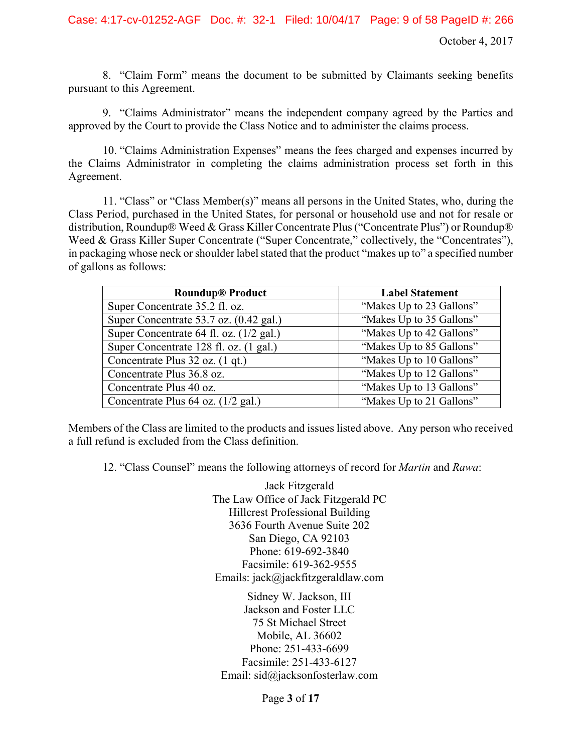8. "Claim Form" means the document to be submitted by Claimants seeking benefits pursuant to this Agreement.

9. "Claims Administrator" means the independent company agreed by the Parties and approved by the Court to provide the Class Notice and to administer the claims process.

10. "Claims Administration Expenses" means the fees charged and expenses incurred by the Claims Administrator in completing the claims administration process set forth in this Agreement.

11. "Class" or "Class Member(s)" means all persons in the United States, who, during the Class Period, purchased in the United States, for personal or household use and not for resale or distribution, Roundup® Weed & Grass Killer Concentrate Plus ("Concentrate Plus") or Roundup® Weed & Grass Killer Super Concentrate ("Super Concentrate," collectively, the "Concentrates"), in packaging whose neck or shoulder label stated that the product "makes up to" a specified number of gallons as follows:

| Roundup® Product | Label Statement |
|---|---|
| Super Concentrate 35.2 fl. oz. | "Makes Up to 23 Gallons" |
| Super Concentrate 53.7 oz. (0.42 gal.) | "Makes Up to 35 Gallons" |
| Super Concentrate 64 fl. oz. (1/2 gal.) | "Makes Up to 42 Gallons" |
| Super Concentrate 128 fl. oz. (1 gal.) | "Makes Up to 85 Gallons" |
| Concentrate Plus 32 oz. (1 qt.) | "Makes Up to 10 Gallons" |
| Concentrate Plus 36.8 oz. | "Makes Up to 12 Gallons" |
| Concentrate Plus 40 oz. | "Makes Up to 13 Gallons" |
| Concentrate Plus 64 oz. (1/2 gal.) | "Makes Up to 21 Gallons" |

Members of the Class are limited to the products and issues listed above. Any person who received a full refund is excluded from the Class definition.

12. "Class Counsel" means the following attorneys of record for *Martin* and *Rawa*:

Jack Fitzgerald
The Law Office of Jack Fitzgerald PC
Hillcrest Professional Building
3636 Fourth Avenue Suite 202
San Diego, CA 92103
Phone: 619-692-3840
Facsimile: 619-362-9555
Emails: jack@jackfitzgeraldlaw.com

Sidney W. Jackson, III
Jackson and Foster LLC
75 St Michael Street
Mobile, AL 36602
Phone: 251-433-6699
Facsimile: 251-433-6127
Email: sid@jacksonfosterlaw.com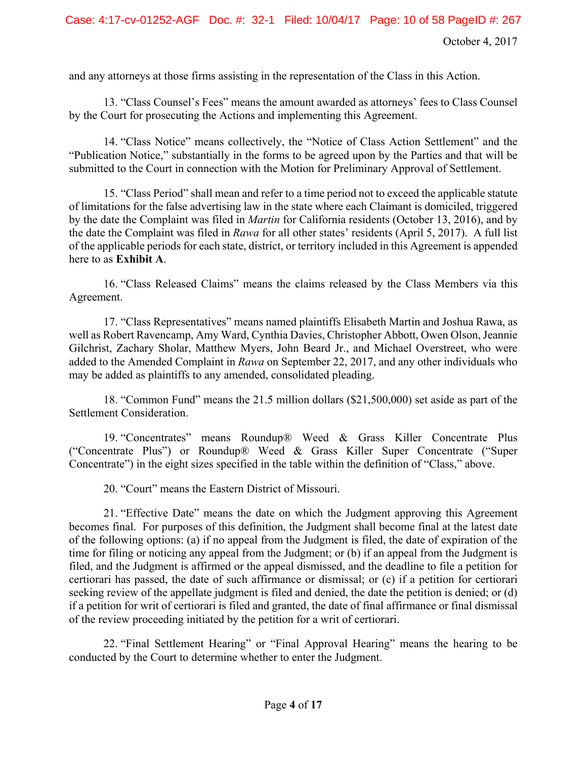and any attorneys at those firms assisting in the representation of the Class in this Action.

13. "Class Counsel's Fees" means the amount awarded as attorneys' fees to Class Counsel by the Court for prosecuting the Actions and implementing this Agreement.

14. "Class Notice" means collectively, the "Notice of Class Action Settlement" and the "Publication Notice," substantially in the forms to be agreed upon by the Parties and that will be submitted to the Court in connection with the Motion for Preliminary Approval of Settlement.

15. "Class Period" shall mean and refer to a time period not to exceed the applicable statute of limitations for the false advertising law in the state where each Claimant is domiciled, triggered by the date the Complaint was filed in *Martin* for California residents (October 13, 2016), and by the date the Complaint was filed in *Rawa* for all other states' residents (April 5, 2017). A full list of the applicable periods for each state, district, or territory included in this Agreement is appended here to as **Exhibit A**.

16. "Class Released Claims" means the claims released by the Class Members via this Agreement.

17. "Class Representatives" means named plaintiffs Elisabeth Martin and Joshua Rawa, as well as Robert Ravencamp, Amy Ward, Cynthia Davies, Christopher Abbott, Owen Olson, Jeannie Gilchrist, Zachary Sholar, Matthew Myers, John Beard Jr., and Michael Overstreet, who were added to the Amended Complaint in *Rawa* on September 22, 2017, and any other individuals who may be added as plaintiffs to any amended, consolidated pleading.

18. "Common Fund" means the 21.5 million dollars ($21,500,000) set aside as part of the Settlement Consideration.

19. "Concentrates" means Roundup® Weed & Grass Killer Concentrate Plus ("Concentrate Plus") or Roundup® Weed & Grass Killer Super Concentrate ("Super Concentrate") in the eight sizes specified in the table within the definition of "Class," above.

20. "Court" means the Eastern District of Missouri.

21. "Effective Date" means the date on which the Judgment approving this Agreement becomes final. For purposes of this definition, the Judgment shall become final at the latest date of the following options: (a) if no appeal from the Judgment is filed, the date of expiration of the time for filing or noticing any appeal from the Judgment; or (b) if an appeal from the Judgment is filed, and the Judgment is affirmed or the appeal dismissed, and the deadline to file a petition for certiorari has passed, the date of such affirmance or dismissal; or (c) if a petition for certiorari seeking review of the appellate judgment is filed and denied, the date the petition is denied; or (d) if a petition for writ of certiorari is filed and granted, the date of final affirmance or final dismissal of the review proceeding initiated by the petition for a writ of certiorari.

22. "Final Settlement Hearing" or "Final Approval Hearing" means the hearing to be conducted by the Court to determine whether to enter the Judgment.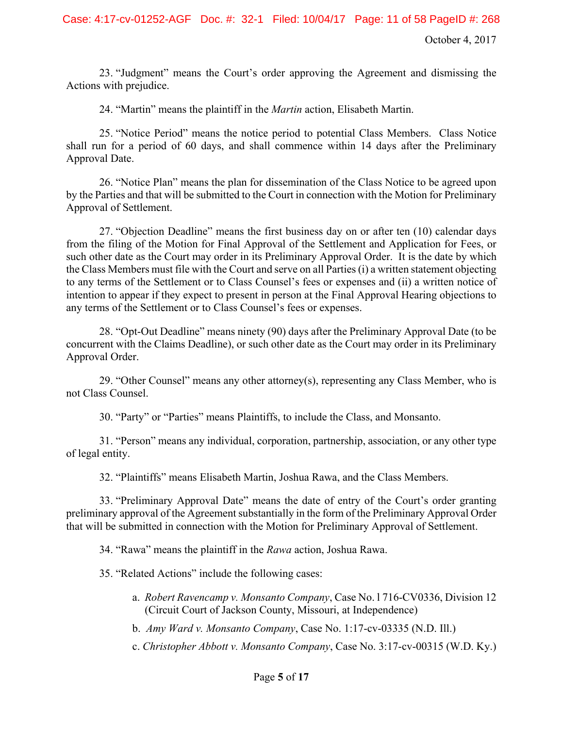23. "Judgment" means the Court's order approving the Agreement and dismissing the Actions with prejudice.

24. "Martin" means the plaintiff in the *Martin* action, Elisabeth Martin.

25. "Notice Period" means the notice period to potential Class Members. Class Notice shall run for a period of 60 days, and shall commence within 14 days after the Preliminary Approval Date.

26. "Notice Plan" means the plan for dissemination of the Class Notice to be agreed upon by the Parties and that will be submitted to the Court in connection with the Motion for Preliminary Approval of Settlement.

27. "Objection Deadline" means the first business day on or after ten (10) calendar days from the filing of the Motion for Final Approval of the Settlement and Application for Fees, or such other date as the Court may order in its Preliminary Approval Order. It is the date by which the Class Members must file with the Court and serve on all Parties (i) a written statement objecting to any terms of the Settlement or to Class Counsel's fees or expenses and (ii) a written notice of intention to appear if they expect to present in person at the Final Approval Hearing objections to any terms of the Settlement or to Class Counsel's fees or expenses.

28. "Opt-Out Deadline" means ninety (90) days after the Preliminary Approval Date (to be concurrent with the Claims Deadline), or such other date as the Court may order in its Preliminary Approval Order.

29. "Other Counsel" means any other attorney(s), representing any Class Member, who is not Class Counsel.

30. "Party" or "Parties" means Plaintiffs, to include the Class, and Monsanto.

31. "Person" means any individual, corporation, partnership, association, or any other type of legal entity.

32. "Plaintiffs" means Elisabeth Martin, Joshua Rawa, and the Class Members.

33. "Preliminary Approval Date" means the date of entry of the Court's order granting preliminary approval of the Agreement substantially in the form of the Preliminary Approval Order that will be submitted in connection with the Motion for Preliminary Approval of Settlement.

34. "Rawa" means the plaintiff in the *Rawa* action, Joshua Rawa.

35. "Related Actions" include the following cases:

a. *Robert Ravencamp v. Monsanto Company*, Case No. 1716-CV0336, Division 12 (Circuit Court of Jackson County, Missouri, at Independence)

b. *Amy Ward v. Monsanto Company*, Case No. 1:17-cv-03335 (N.D. Ill.)

c. *Christopher Abbott v. Monsanto Company*, Case No. 3:17-cv-00315 (W.D. Ky.)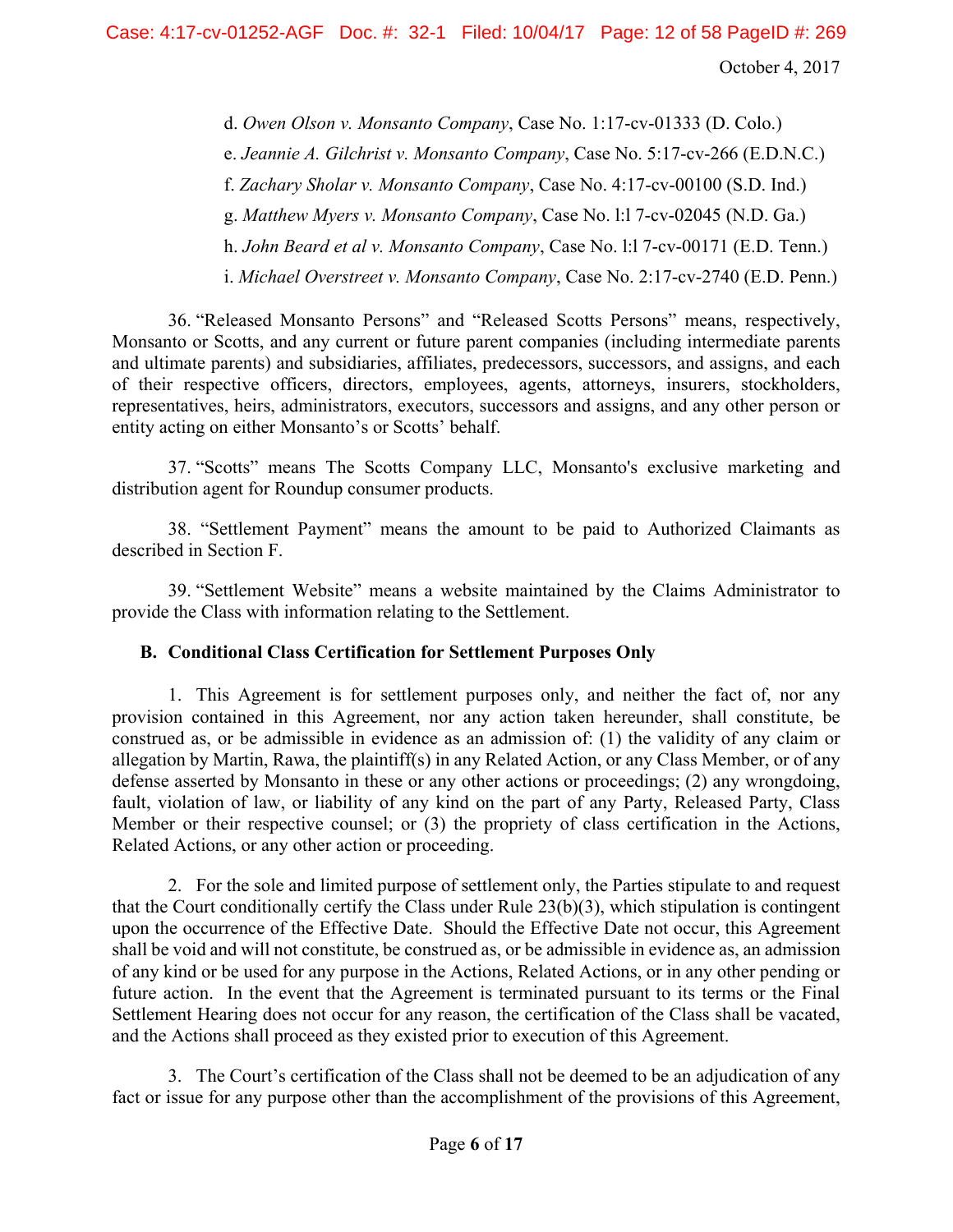d. *Owen Olson v. Monsanto Company*, Case No. 1:17-cv-01333 (D. Colo.)

e. *Jeannie A. Gilchrist v. Monsanto Company*, Case No. 5:17-cv-266 (E.D.N.C.)

f. *Zachary Sholar v. Monsanto Company*, Case No. 4:17-cv-00100 (S.D. Ind.)

g. *Matthew Myers v. Monsanto Company*, Case No. l:l 7-cv-02045 (N.D. Ga.)

h. *John Beard et al v. Monsanto Company*, Case No. l:l 7-cv-00171 (E.D. Tenn.)

i. *Michael Overstreet v. Monsanto Company*, Case No. 2:17-cv-2740 (E.D. Penn.)

36. "Released Monsanto Persons" and "Released Scotts Persons" means, respectively, Monsanto or Scotts, and any current or future parent companies (including intermediate parents and ultimate parents) and subsidiaries, affiliates, predecessors, successors, and assigns, and each of their respective officers, directors, employees, agents, attorneys, insurers, stockholders, representatives, heirs, administrators, executors, successors and assigns, and any other person or entity acting on either Monsanto's or Scotts' behalf.

37. "Scotts" means The Scotts Company LLC, Monsanto's exclusive marketing and distribution agent for Roundup consumer products.

38. "Settlement Payment" means the amount to be paid to Authorized Claimants as described in Section F.

39. "Settlement Website" means a website maintained by the Claims Administrator to provide the Class with information relating to the Settlement.

**B. Conditional Class Certification for Settlement Purposes Only**

1. This Agreement is for settlement purposes only, and neither the fact of, nor any provision contained in this Agreement, nor any action taken hereunder, shall constitute, be construed as, or be admissible in evidence as an admission of: (1) the validity of any claim or allegation by Martin, Rawa, the plaintiff(s) in any Related Action, or any Class Member, or of any defense asserted by Monsanto in these or any other actions or proceedings; (2) any wrongdoing, fault, violation of law, or liability of any kind on the part of any Party, Released Party, Class Member or their respective counsel; or (3) the propriety of class certification in the Actions, Related Actions, or any other action or proceeding.

2. For the sole and limited purpose of settlement only, the Parties stipulate to and request that the Court conditionally certify the Class under Rule 23(b)(3), which stipulation is contingent upon the occurrence of the Effective Date. Should the Effective Date not occur, this Agreement shall be void and will not constitute, be construed as, or be admissible in evidence as, an admission of any kind or be used for any purpose in the Actions, Related Actions, or in any other pending or future action. In the event that the Agreement is terminated pursuant to its terms or the Final Settlement Hearing does not occur for any reason, the certification of the Class shall be vacated, and the Actions shall proceed as they existed prior to execution of this Agreement.

3. The Court's certification of the Class shall not be deemed to be an adjudication of any fact or issue for any purpose other than the accomplishment of the provisions of this Agreement,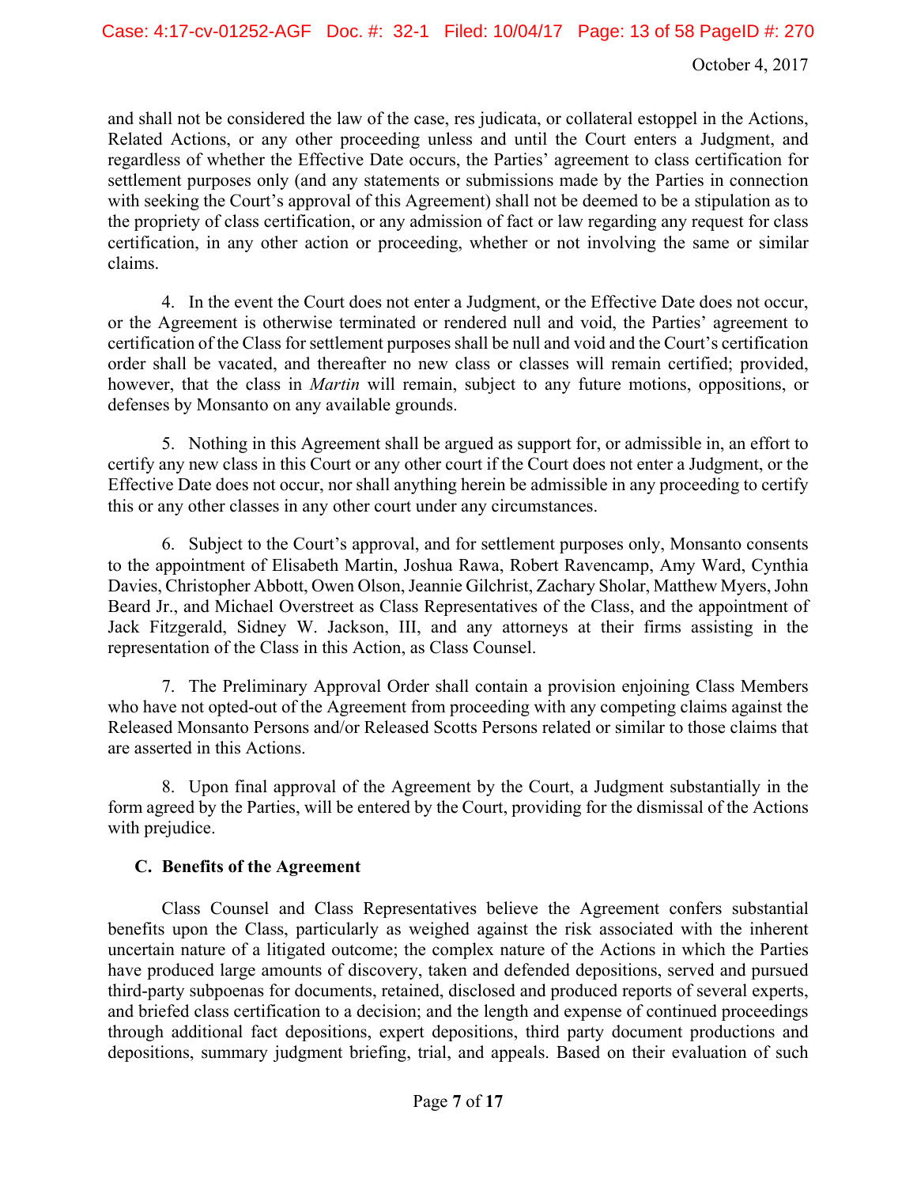and shall not be considered the law of the case, res judicata, or collateral estoppel in the Actions, Related Actions, or any other proceeding unless and until the Court enters a Judgment, and regardless of whether the Effective Date occurs, the Parties' agreement to class certification for settlement purposes only (and any statements or submissions made by the Parties in connection with seeking the Court's approval of this Agreement) shall not be deemed to be a stipulation as to the propriety of class certification, or any admission of fact or law regarding any request for class certification, in any other action or proceeding, whether or not involving the same or similar claims.

4. In the event the Court does not enter a Judgment, or the Effective Date does not occur, or the Agreement is otherwise terminated or rendered null and void, the Parties' agreement to certification of the Class for settlement purposes shall be null and void and the Court's certification order shall be vacated, and thereafter no new class or classes will remain certified; provided, however, that the class in *Martin* will remain, subject to any future motions, oppositions, or defenses by Monsanto on any available grounds.

5. Nothing in this Agreement shall be argued as support for, or admissible in, an effort to certify any new class in this Court or any other court if the Court does not enter a Judgment, or the Effective Date does not occur, nor shall anything herein be admissible in any proceeding to certify this or any other classes in any other court under any circumstances.

6. Subject to the Court's approval, and for settlement purposes only, Monsanto consents to the appointment of Elisabeth Martin, Joshua Rawa, Robert Ravencamp, Amy Ward, Cynthia Davies, Christopher Abbott, Owen Olson, Jeannie Gilchrist, Zachary Sholar, Matthew Myers, John Beard Jr., and Michael Overstreet as Class Representatives of the Class, and the appointment of Jack Fitzgerald, Sidney W. Jackson, III, and any attorneys at their firms assisting in the representation of the Class in this Action, as Class Counsel.

7. The Preliminary Approval Order shall contain a provision enjoining Class Members who have not opted-out of the Agreement from proceeding with any competing claims against the Released Monsanto Persons and/or Released Scotts Persons related or similar to those claims that are asserted in this Actions.

8. Upon final approval of the Agreement by the Court, a Judgment substantially in the form agreed by the Parties, will be entered by the Court, providing for the dismissal of the Actions with prejudice.

### C. Benefits of the Agreement

Class Counsel and Class Representatives believe the Agreement confers substantial benefits upon the Class, particularly as weighed against the risk associated with the inherent uncertain nature of a litigated outcome; the complex nature of the Actions in which the Parties have produced large amounts of discovery, taken and defended depositions, served and pursued third-party subpoenas for documents, retained, disclosed and produced reports of several experts, and briefed class certification to a decision; and the length and expense of continued proceedings through additional fact depositions, expert depositions, third party document productions and depositions, summary judgment briefing, trial, and appeals. Based on their evaluation of such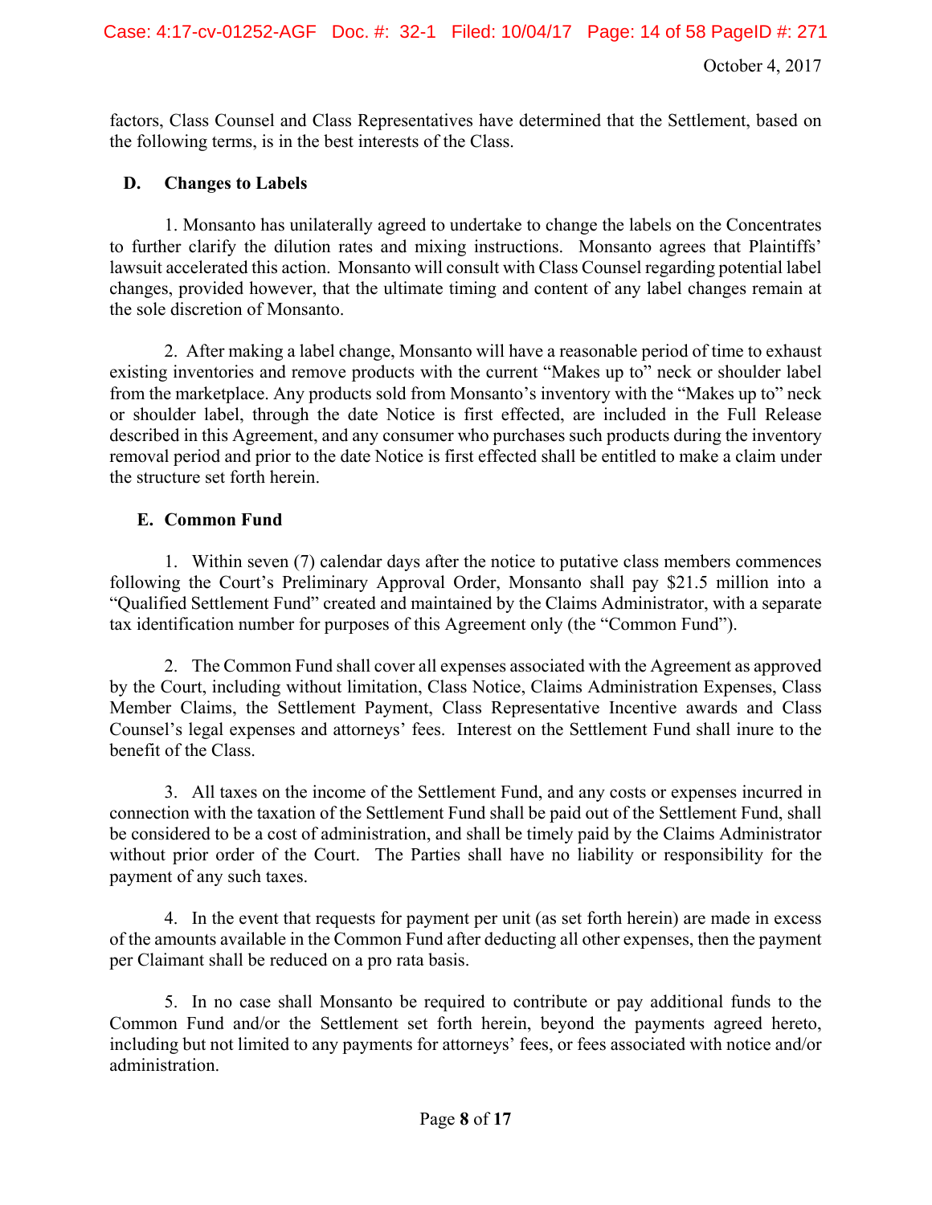factors, Class Counsel and Class Representatives have determined that the Settlement, based on the following terms, is in the best interests of the Class.

### D. Changes to Labels

1. Monsanto has unilaterally agreed to undertake to change the labels on the Concentrates to further clarify the dilution rates and mixing instructions. Monsanto agrees that Plaintiffs' lawsuit accelerated this action. Monsanto will consult with Class Counsel regarding potential label changes, provided however, that the ultimate timing and content of any label changes remain at the sole discretion of Monsanto.

2. After making a label change, Monsanto will have a reasonable period of time to exhaust existing inventories and remove products with the current "Makes up to" neck or shoulder label from the marketplace. Any products sold from Monsanto's inventory with the "Makes up to" neck or shoulder label, through the date Notice is first effected, are included in the Full Release described in this Agreement, and any consumer who purchases such products during the inventory removal period and prior to the date Notice is first effected shall be entitled to make a claim under the structure set forth herein.

### E. Common Fund

1. Within seven (7) calendar days after the notice to putative class members commences following the Court's Preliminary Approval Order, Monsanto shall pay $21.5 million into a "Qualified Settlement Fund" created and maintained by the Claims Administrator, with a separate tax identification number for purposes of this Agreement only (the "Common Fund").

2. The Common Fund shall cover all expenses associated with the Agreement as approved by the Court, including without limitation, Class Notice, Claims Administration Expenses, Class Member Claims, the Settlement Payment, Class Representative Incentive awards and Class Counsel's legal expenses and attorneys' fees. Interest on the Settlement Fund shall inure to the benefit of the Class.

3. All taxes on the income of the Settlement Fund, and any costs or expenses incurred in connection with the taxation of the Settlement Fund shall be paid out of the Settlement Fund, shall be considered to be a cost of administration, and shall be timely paid by the Claims Administrator without prior order of the Court. The Parties shall have no liability or responsibility for the payment of any such taxes.

4. In the event that requests for payment per unit (as set forth herein) are made in excess of the amounts available in the Common Fund after deducting all other expenses, then the payment per Claimant shall be reduced on a pro rata basis.

5. In no case shall Monsanto be required to contribute or pay additional funds to the Common Fund and/or the Settlement set forth herein, beyond the payments agreed hereto, including but not limited to any payments for attorneys' fees, or fees associated with notice and/or administration.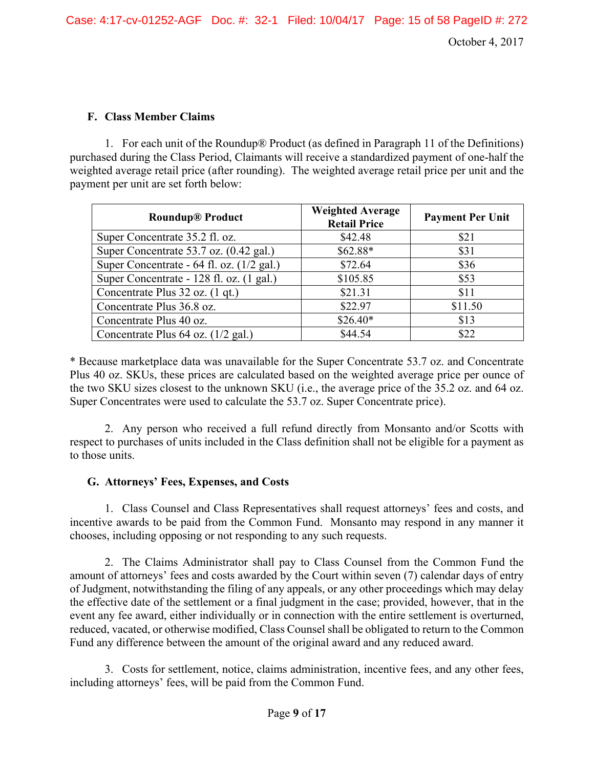### F. Class Member Claims

1. For each unit of the Roundup® Product (as defined in Paragraph 11 of the Definitions) purchased during the Class Period, Claimants will receive a standardized payment of one-half the weighted average retail price (after rounding). The weighted average retail price per unit and the payment per unit are set forth below:

| Roundup® Product | Weighted Average Retail Price | Payment Per Unit |
|---|---|---|
| Super Concentrate 35.2 fl. oz. | $42.48 | $21 |
| Super Concentrate 53.7 oz. (0.42 gal.) | $62.88* | $31 |
| Super Concentrate - 64 fl. oz. (1/2 gal.) | $72.64 | $36 |
| Super Concentrate - 128 fl. oz. (1 gal.) | $105.85 | $53 |
| Concentrate Plus 32 oz. (1 qt.) | $21.31 | $11 |
| Concentrate Plus 36.8 oz. | $22.97 | $11.50 |
| Concentrate Plus 40 oz. | $26.40* | $13 |
| Concentrate Plus 64 oz. (1/2 gal.) | $44.54 | $22 |

* Because marketplace data was unavailable for the Super Concentrate 53.7 oz. and Concentrate Plus 40 oz. SKUs, these prices are calculated based on the weighted average price per ounce of the two SKU sizes closest to the unknown SKU (i.e., the average price of the 35.2 oz. and 64 oz. Super Concentrates were used to calculate the 53.7 oz. Super Concentrate price).

2. Any person who received a full refund directly from Monsanto and/or Scotts with respect to purchases of units included in the Class definition shall not be eligible for a payment as to those units.

### G. Attorneys' Fees, Expenses, and Costs

1. Class Counsel and Class Representatives shall request attorneys' fees and costs, and incentive awards to be paid from the Common Fund. Monsanto may respond in any manner it chooses, including opposing or not responding to any such requests.

2. The Claims Administrator shall pay to Class Counsel from the Common Fund the amount of attorneys' fees and costs awarded by the Court within seven (7) calendar days of entry of Judgment, notwithstanding the filing of any appeals, or any other proceedings which may delay the effective date of the settlement or a final judgment in the case; provided, however, that in the event any fee award, either individually or in connection with the entire settlement is overturned, reduced, vacated, or otherwise modified, Class Counsel shall be obligated to return to the Common Fund any difference between the amount of the original award and any reduced award.

3. Costs for settlement, notice, claims administration, incentive fees, and any other fees, including attorneys' fees, will be paid from the Common Fund.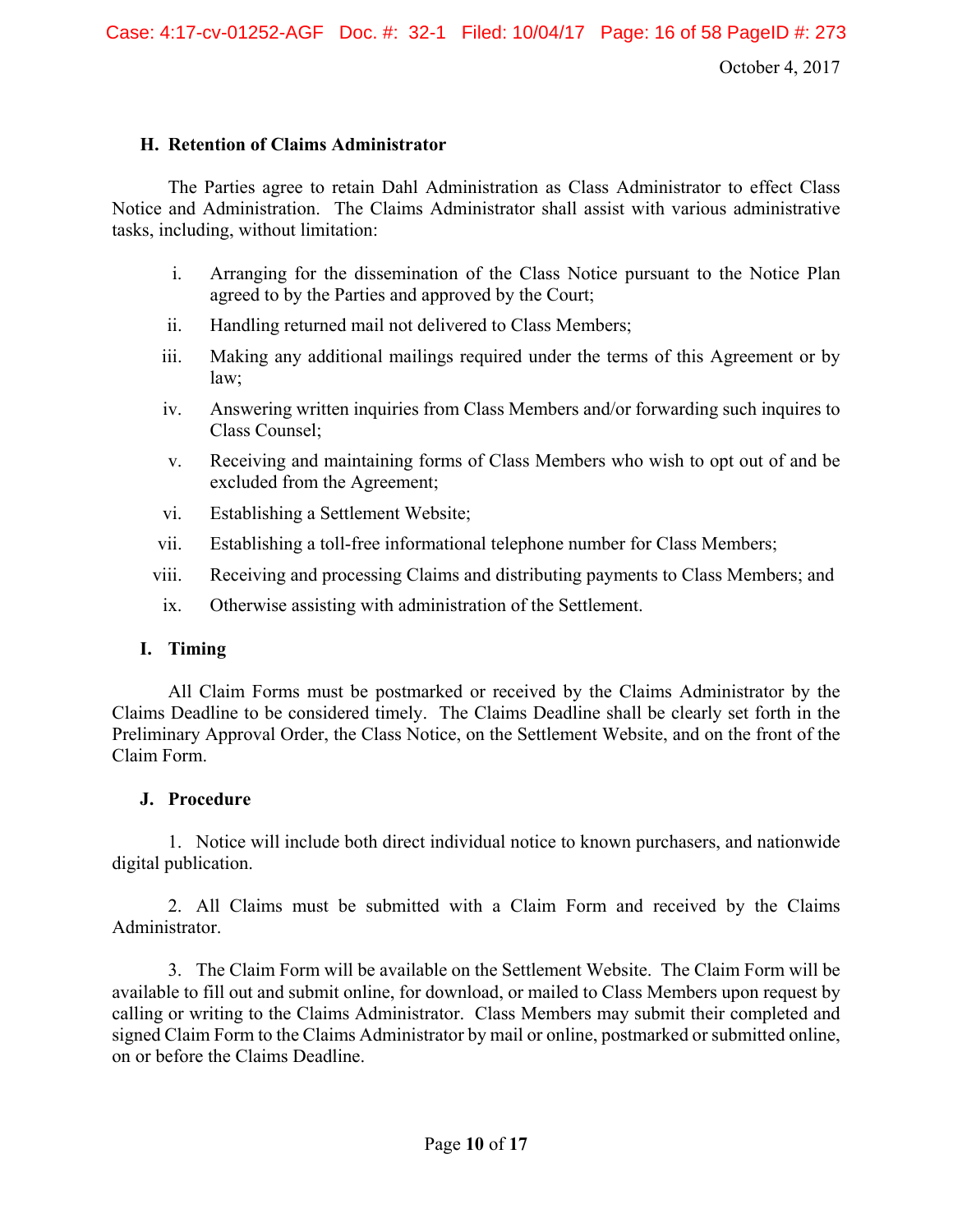### H. Retention of Claims Administrator

The Parties agree to retain Dahl Administration as Class Administrator to effect Class Notice and Administration. The Claims Administrator shall assist with various administrative tasks, including, without limitation:

i. Arranging for the dissemination of the Class Notice pursuant to the Notice Plan agreed to by the Parties and approved by the Court;

ii. Handling returned mail not delivered to Class Members;

iii. Making any additional mailings required under the terms of this Agreement or by law;

iv. Answering written inquiries from Class Members and/or forwarding such inquires to Class Counsel;

v. Receiving and maintaining forms of Class Members who wish to opt out of and be excluded from the Agreement;

vi. Establishing a Settlement Website;

vii. Establishing a toll-free informational telephone number for Class Members;

viii. Receiving and processing Claims and distributing payments to Class Members; and

ix. Otherwise assisting with administration of the Settlement.

### I. Timing

All Claim Forms must be postmarked or received by the Claims Administrator by the Claims Deadline to be considered timely. The Claims Deadline shall be clearly set forth in the Preliminary Approval Order, the Class Notice, on the Settlement Website, and on the front of the Claim Form.

### J. Procedure

1. Notice will include both direct individual notice to known purchasers, and nationwide digital publication.

2. All Claims must be submitted with a Claim Form and received by the Claims Administrator.

3. The Claim Form will be available on the Settlement Website. The Claim Form will be available to fill out and submit online, for download, or mailed to Class Members upon request by calling or writing to the Claims Administrator. Class Members may submit their completed and signed Claim Form to the Claims Administrator by mail or online, postmarked or submitted online, on or before the Claims Deadline.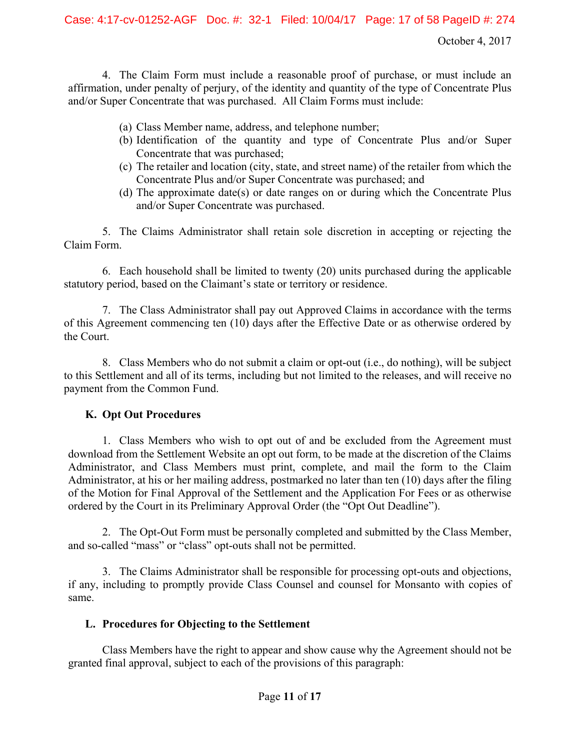4. The Claim Form must include a reasonable proof of purchase, or must include an affirmation, under penalty of perjury, of the identity and quantity of the type of Concentrate Plus and/or Super Concentrate that was purchased. All Claim Forms must include:

(a) Class Member name, address, and telephone number;
(b) Identification of the quantity and type of Concentrate Plus and/or Super Concentrate that was purchased;
(c) The retailer and location (city, state, and street name) of the retailer from which the Concentrate Plus and/or Super Concentrate was purchased; and
(d) The approximate date(s) or date ranges on or during which the Concentrate Plus and/or Super Concentrate was purchased.

5. The Claims Administrator shall retain sole discretion in accepting or rejecting the Claim Form.

6. Each household shall be limited to twenty (20) units purchased during the applicable statutory period, based on the Claimant's state or territory or residence.

7. The Class Administrator shall pay out Approved Claims in accordance with the terms of this Agreement commencing ten (10) days after the Effective Date or as otherwise ordered by the Court.

8. Class Members who do not submit a claim or opt-out (i.e., do nothing), will be subject to this Settlement and all of its terms, including but not limited to the releases, and will receive no payment from the Common Fund.

### K. Opt Out Procedures

1. Class Members who wish to opt out of and be excluded from the Agreement must download from the Settlement Website an opt out form, to be made at the discretion of the Claims Administrator, and Class Members must print, complete, and mail the form to the Claim Administrator, at his or her mailing address, postmarked no later than ten (10) days after the filing of the Motion for Final Approval of the Settlement and the Application For Fees or as otherwise ordered by the Court in its Preliminary Approval Order (the "Opt Out Deadline").

2. The Opt-Out Form must be personally completed and submitted by the Class Member, and so-called "mass" or "class" opt-outs shall not be permitted.

3. The Claims Administrator shall be responsible for processing opt-outs and objections, if any, including to promptly provide Class Counsel and counsel for Monsanto with copies of same.

### L. Procedures for Objecting to the Settlement

Class Members have the right to appear and show cause why the Agreement should not be granted final approval, subject to each of the provisions of this paragraph: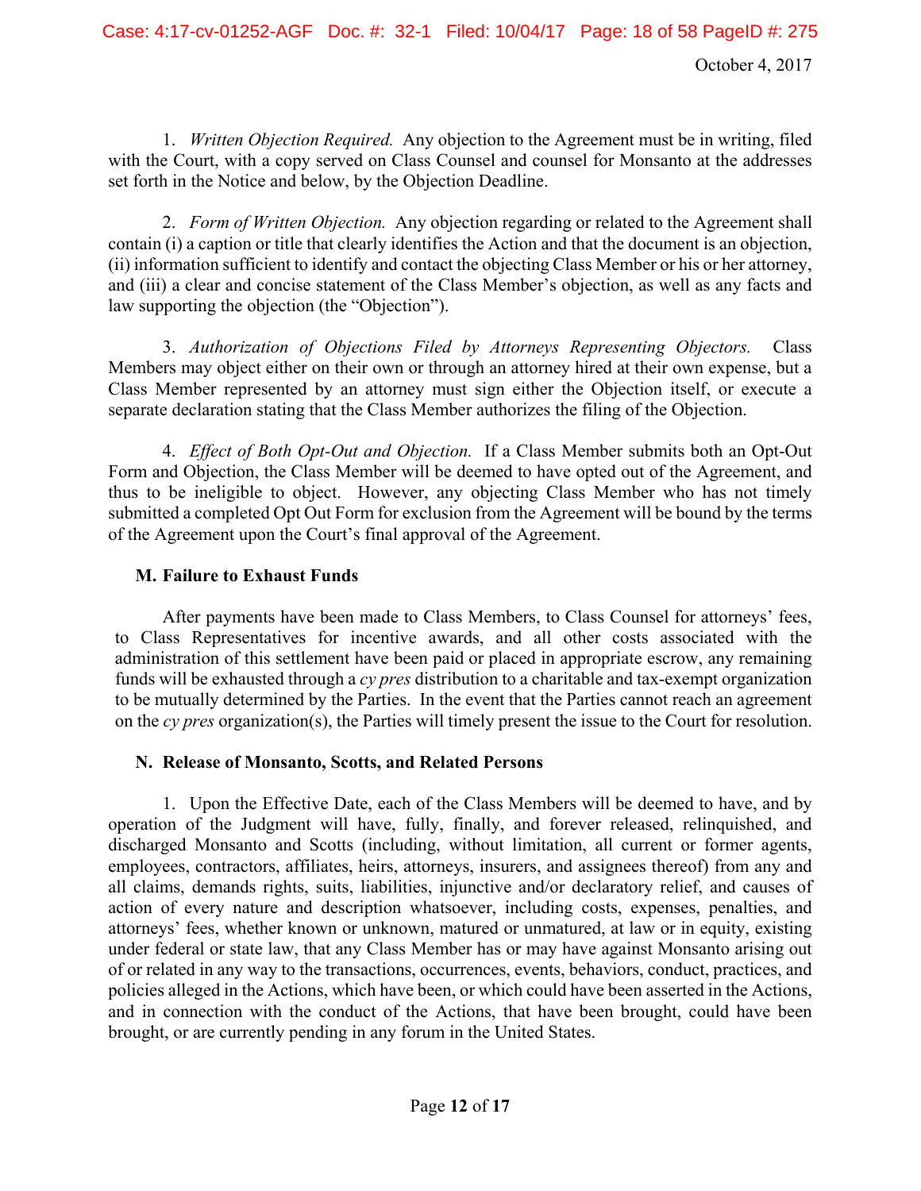1. *Written Objection Required.* Any objection to the Agreement must be in writing, filed with the Court, with a copy served on Class Counsel and counsel for Monsanto at the addresses set forth in the Notice and below, by the Objection Deadline.

2. *Form of Written Objection.* Any objection regarding or related to the Agreement shall contain (i) a caption or title that clearly identifies the Action and that the document is an objection, (ii) information sufficient to identify and contact the objecting Class Member or his or her attorney, and (iii) a clear and concise statement of the Class Member's objection, as well as any facts and law supporting the objection (the "Objection").

3. *Authorization of Objections Filed by Attorneys Representing Objectors.* Class Members may object either on their own or through an attorney hired at their own expense, but a Class Member represented by an attorney must sign either the Objection itself, or execute a separate declaration stating that the Class Member authorizes the filing of the Objection.

4. *Effect of Both Opt-Out and Objection.* If a Class Member submits both an Opt-Out Form and Objection, the Class Member will be deemed to have opted out of the Agreement, and thus to be ineligible to object. However, any objecting Class Member who has not timely submitted a completed Opt Out Form for exclusion from the Agreement will be bound by the terms of the Agreement upon the Court's final approval of the Agreement.

### M. Failure to Exhaust Funds

After payments have been made to Class Members, to Class Counsel for attorneys' fees, to Class Representatives for incentive awards, and all other costs associated with the administration of this settlement have been paid or placed in appropriate escrow, any remaining funds will be exhausted through a *cy pres* distribution to a charitable and tax-exempt organization to be mutually determined by the Parties. In the event that the Parties cannot reach an agreement on the *cy pres* organization(s), the Parties will timely present the issue to the Court for resolution.

### N. Release of Monsanto, Scotts, and Related Persons

1. Upon the Effective Date, each of the Class Members will be deemed to have, and by operation of the Judgment will have, fully, finally, and forever released, relinquished, and discharged Monsanto and Scotts (including, without limitation, all current or former agents, employees, contractors, affiliates, heirs, attorneys, insurers, and assignees thereof) from any and all claims, demands rights, suits, liabilities, injunctive and/or declaratory relief, and causes of action of every nature and description whatsoever, including costs, expenses, penalties, and attorneys' fees, whether known or unknown, matured or unmatured, at law or in equity, existing under federal or state law, that any Class Member has or may have against Monsanto arising out of or related in any way to the transactions, occurrences, events, behaviors, conduct, practices, and policies alleged in the Actions, which have been, or which could have been asserted in the Actions, and in connection with the conduct of the Actions, that have been brought, could have been brought, or are currently pending in any forum in the United States.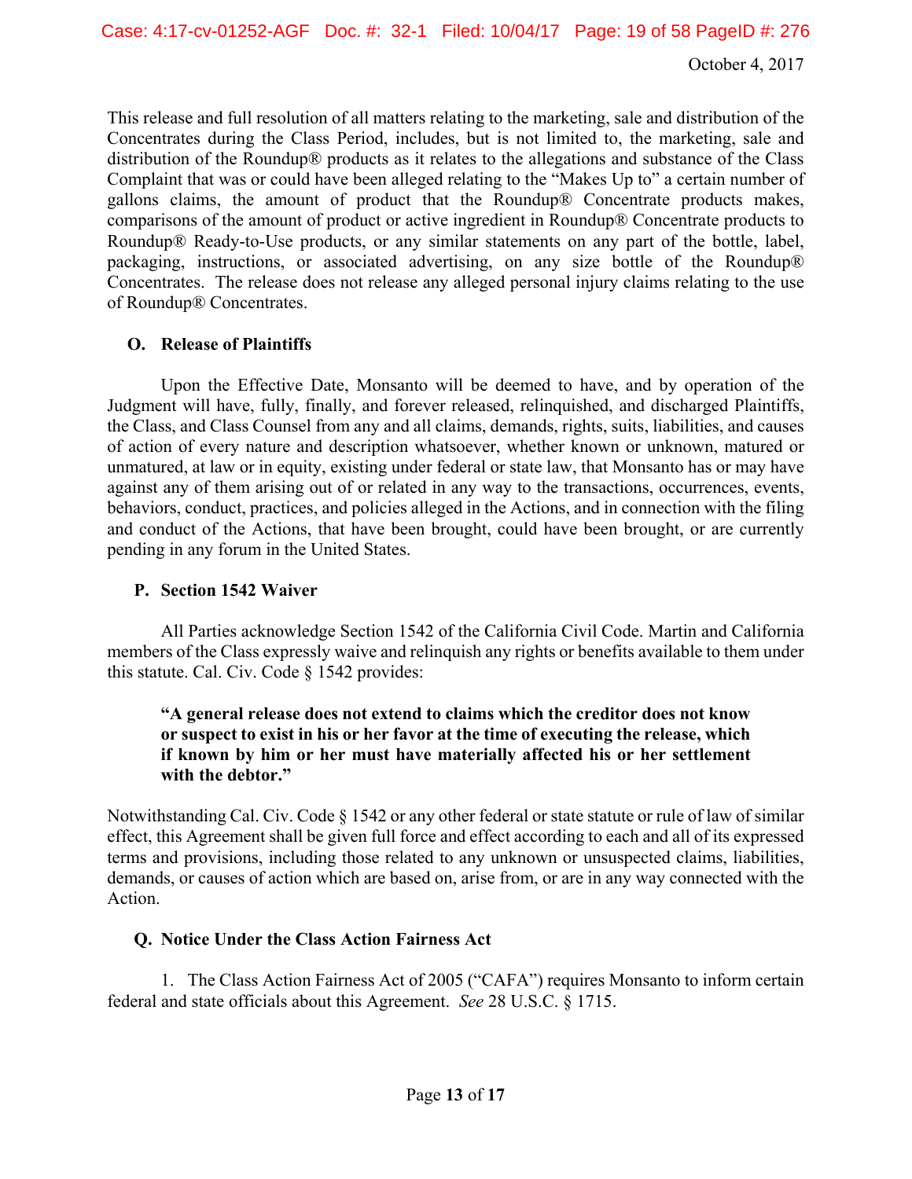This release and full resolution of all matters relating to the marketing, sale and distribution of the Concentrates during the Class Period, includes, but is not limited to, the marketing, sale and distribution of the Roundup® products as it relates to the allegations and substance of the Class Complaint that was or could have been alleged relating to the "Makes Up to" a certain number of gallons claims, the amount of product that the Roundup® Concentrate products makes, comparisons of the amount of product or active ingredient in Roundup® Concentrate products to Roundup® Ready-to-Use products, or any similar statements on any part of the bottle, label, packaging, instructions, or associated advertising, on any size bottle of the Roundup® Concentrates. The release does not release any alleged personal injury claims relating to the use of Roundup® Concentrates.

### O. Release of Plaintiffs

Upon the Effective Date, Monsanto will be deemed to have, and by operation of the Judgment will have, fully, finally, and forever released, relinquished, and discharged Plaintiffs, the Class, and Class Counsel from any and all claims, demands, rights, suits, liabilities, and causes of action of every nature and description whatsoever, whether known or unknown, matured or unmatured, at law or in equity, existing under federal or state law, that Monsanto has or may have against any of them arising out of or related in any way to the transactions, occurrences, events, behaviors, conduct, practices, and policies alleged in the Actions, and in connection with the filing and conduct of the Actions, that have been brought, could have been brought, or are currently pending in any forum in the United States.

### P. Section 1542 Waiver

All Parties acknowledge Section 1542 of the California Civil Code. Martin and California members of the Class expressly waive and relinquish any rights or benefits available to them under this statute. Cal. Civ. Code § 1542 provides:

> **"A general release does not extend to claims which the creditor does not know or suspect to exist in his or her favor at the time of executing the release, which if known by him or her must have materially affected his or her settlement with the debtor."**

Notwithstanding Cal. Civ. Code § 1542 or any other federal or state statute or rule of law of similar effect, this Agreement shall be given full force and effect according to each and all of its expressed terms and provisions, including those related to any unknown or unsuspected claims, liabilities, demands, or causes of action which are based on, arise from, or are in any way connected with the Action.

### Q. Notice Under the Class Action Fairness Act

1. The Class Action Fairness Act of 2005 ("CAFA") requires Monsanto to inform certain federal and state officials about this Agreement. *See* 28 U.S.C. § 1715.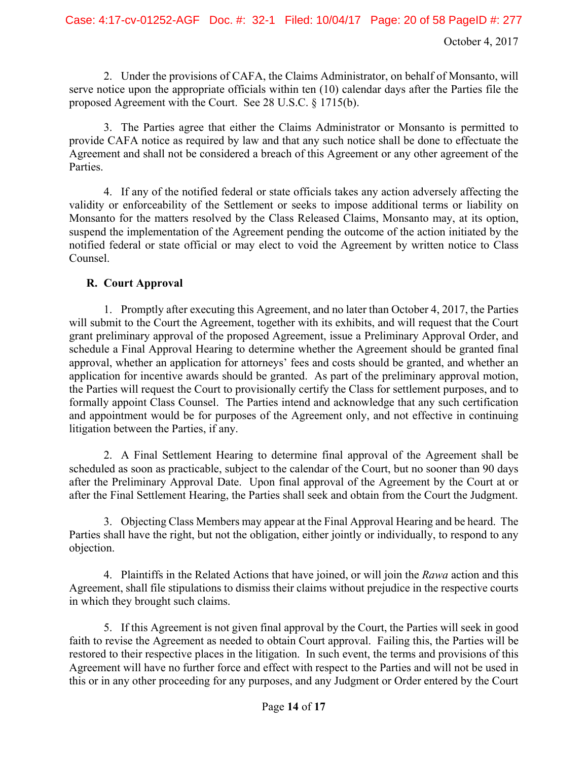2. Under the provisions of CAFA, the Claims Administrator, on behalf of Monsanto, will serve notice upon the appropriate officials within ten (10) calendar days after the Parties file the proposed Agreement with the Court. See 28 U.S.C. § 1715(b).

3. The Parties agree that either the Claims Administrator or Monsanto is permitted to provide CAFA notice as required by law and that any such notice shall be done to effectuate the Agreement and shall not be considered a breach of this Agreement or any other agreement of the Parties.

4. If any of the notified federal or state officials takes any action adversely affecting the validity or enforceability of the Settlement or seeks to impose additional terms or liability on Monsanto for the matters resolved by the Class Released Claims, Monsanto may, at its option, suspend the implementation of the Agreement pending the outcome of the action initiated by the notified federal or state official or may elect to void the Agreement by written notice to Class Counsel.

**R. Court Approval**

1. Promptly after executing this Agreement, and no later than October 4, 2017, the Parties will submit to the Court the Agreement, together with its exhibits, and will request that the Court grant preliminary approval of the proposed Agreement, issue a Preliminary Approval Order, and schedule a Final Approval Hearing to determine whether the Agreement should be granted final approval, whether an application for attorneys' fees and costs should be granted, and whether an application for incentive awards should be granted. As part of the preliminary approval motion, the Parties will request the Court to provisionally certify the Class for settlement purposes, and to formally appoint Class Counsel. The Parties intend and acknowledge that any such certification and appointment would be for purposes of the Agreement only, and not effective in continuing litigation between the Parties, if any.

2. A Final Settlement Hearing to determine final approval of the Agreement shall be scheduled as soon as practicable, subject to the calendar of the Court, but no sooner than 90 days after the Preliminary Approval Date. Upon final approval of the Agreement by the Court at or after the Final Settlement Hearing, the Parties shall seek and obtain from the Court the Judgment.

3. Objecting Class Members may appear at the Final Approval Hearing and be heard. The Parties shall have the right, but not the obligation, either jointly or individually, to respond to any objection.

4. Plaintiffs in the Related Actions that have joined, or will join the *Rawa* action and this Agreement, shall file stipulations to dismiss their claims without prejudice in the respective courts in which they brought such claims.

5. If this Agreement is not given final approval by the Court, the Parties will seek in good faith to revise the Agreement as needed to obtain Court approval. Failing this, the Parties will be restored to their respective places in the litigation. In such event, the terms and provisions of this Agreement will have no further force and effect with respect to the Parties and will not be used in this or in any other proceeding for any purposes, and any Judgment or Order entered by the Court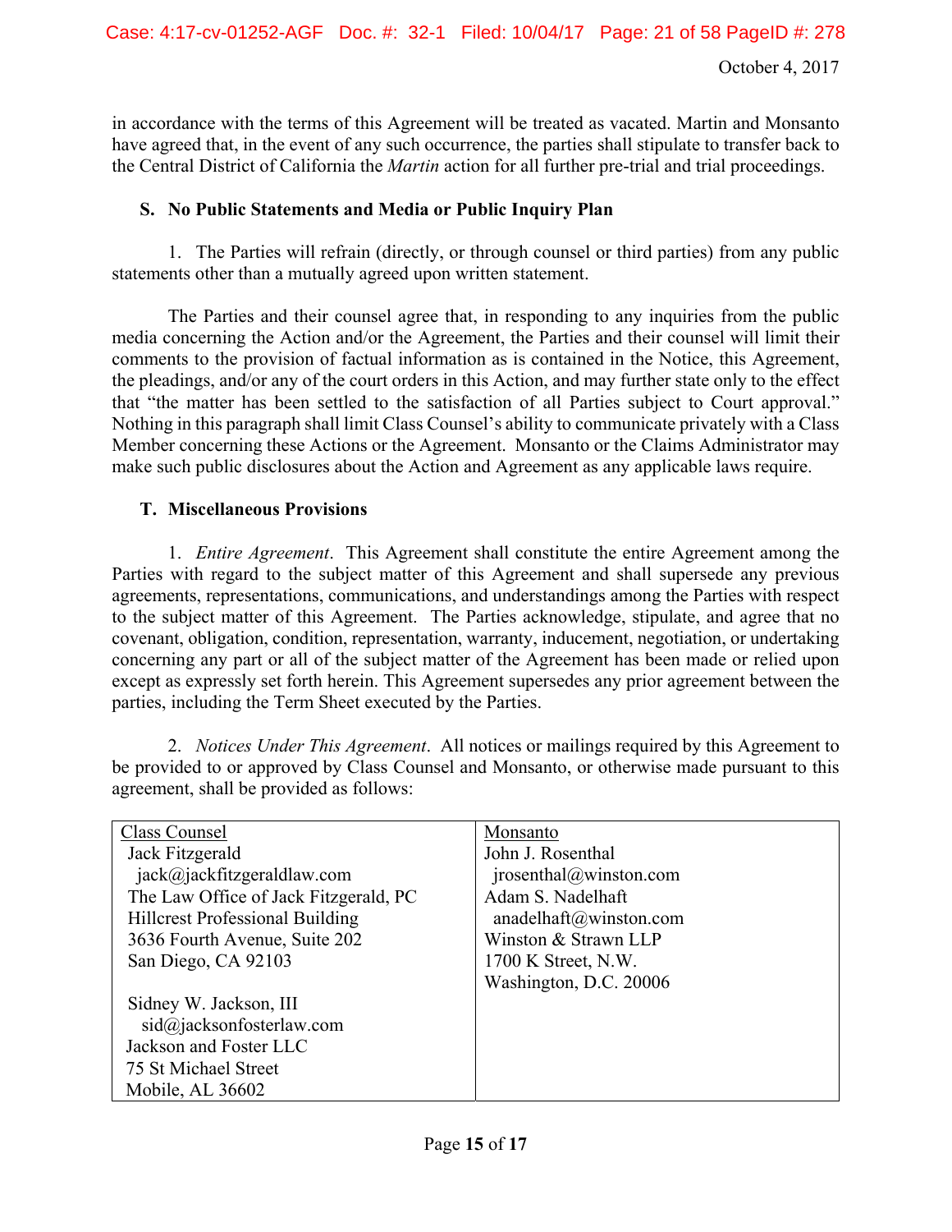in accordance with the terms of this Agreement will be treated as vacated. Martin and Monsanto have agreed that, in the event of any such occurrence, the parties shall stipulate to transfer back to the Central District of California the *Martin* action for all further pre-trial and trial proceedings.

**S. No Public Statements and Media or Public Inquiry Plan**

1. The Parties will refrain (directly, or through counsel or third parties) from any public statements other than a mutually agreed upon written statement.

The Parties and their counsel agree that, in responding to any inquiries from the public media concerning the Action and/or the Agreement, the Parties and their counsel will limit their comments to the provision of factual information as is contained in the Notice, this Agreement, the pleadings, and/or any of the court orders in this Action, and may further state only to the effect that "the matter has been settled to the satisfaction of all Parties subject to Court approval." Nothing in this paragraph shall limit Class Counsel's ability to communicate privately with a Class Member concerning these Actions or the Agreement. Monsanto or the Claims Administrator may make such public disclosures about the Action and Agreement as any applicable laws require.

**T. Miscellaneous Provisions**

1. *Entire Agreement*. This Agreement shall constitute the entire Agreement among the Parties with regard to the subject matter of this Agreement and shall supersede any previous agreements, representations, communications, and understandings among the Parties with respect to the subject matter of this Agreement. The Parties acknowledge, stipulate, and agree that no covenant, obligation, condition, representation, warranty, inducement, negotiation, or undertaking concerning any part or all of the subject matter of the Agreement has been made or relied upon except as expressly set forth herein. This Agreement supersedes any prior agreement between the parties, including the Term Sheet executed by the Parties.

2. *Notices Under This Agreement*. All notices or mailings required by this Agreement to be provided to or approved by Class Counsel and Monsanto, or otherwise made pursuant to this agreement, shall be provided as follows:

| Class Counsel | Monsanto |
|---|---|
| Jack Fitzgerald<br>jack@jackfitzgeraldlaw.com<br>The Law Office of Jack Fitzgerald, PC<br>Hillcrest Professional Building<br>3636 Fourth Avenue, Suite 202<br>San Diego, CA 92103<br><br>Sidney W. Jackson, III<br>sid@jacksonfosterlaw.com<br>Jackson and Foster LLC<br>75 St Michael Street<br>Mobile, AL 36602 | John J. Rosenthal<br>jrosenthal@winston.com<br>Adam S. Nadelhaft<br>anadelhaft@winston.com<br>Winston & Strawn LLP<br>1700 K Street, N.W.<br>Washington, D.C. 20006 |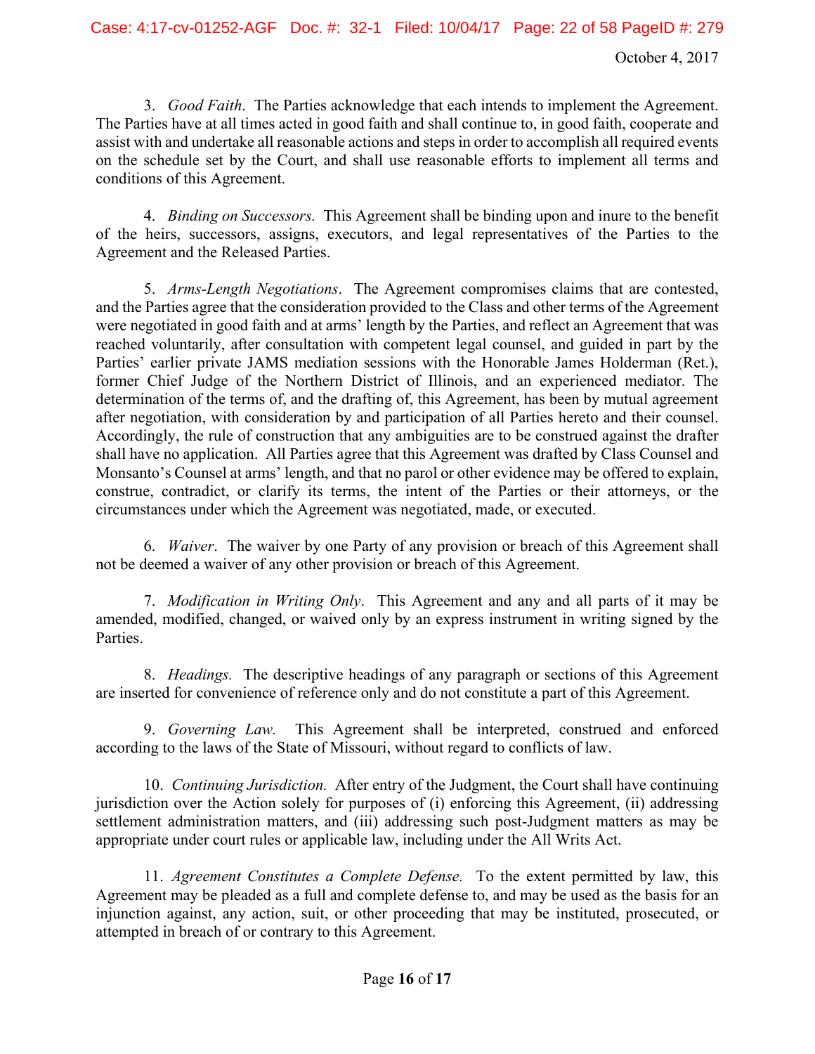3. *Good Faith*. The Parties acknowledge that each intends to implement the Agreement. The Parties have at all times acted in good faith and shall continue to, in good faith, cooperate and assist with and undertake all reasonable actions and steps in order to accomplish all required events on the schedule set by the Court, and shall use reasonable efforts to implement all terms and conditions of this Agreement.

4. *Binding on Successors.* This Agreement shall be binding upon and inure to the benefit of the heirs, successors, assigns, executors, and legal representatives of the Parties to the Agreement and the Released Parties.

5. *Arms-Length Negotiations*. The Agreement compromises claims that are contested, and the Parties agree that the consideration provided to the Class and other terms of the Agreement were negotiated in good faith and at arms' length by the Parties, and reflect an Agreement that was reached voluntarily, after consultation with competent legal counsel, and guided in part by the Parties' earlier private JAMS mediation sessions with the Honorable James Holderman (Ret.), former Chief Judge of the Northern District of Illinois, and an experienced mediator. The determination of the terms of, and the drafting of, this Agreement, has been by mutual agreement after negotiation, with consideration by and participation of all Parties hereto and their counsel. Accordingly, the rule of construction that any ambiguities are to be construed against the drafter shall have no application. All Parties agree that this Agreement was drafted by Class Counsel and Monsanto's Counsel at arms' length, and that no parol or other evidence may be offered to explain, construe, contradict, or clarify its terms, the intent of the Parties or their attorneys, or the circumstances under which the Agreement was negotiated, made, or executed.

6. *Waiver*. The waiver by one Party of any provision or breach of this Agreement shall not be deemed a waiver of any other provision or breach of this Agreement.

7. *Modification in Writing Only*. This Agreement and any and all parts of it may be amended, modified, changed, or waived only by an express instrument in writing signed by the Parties.

8. *Headings.* The descriptive headings of any paragraph or sections of this Agreement are inserted for convenience of reference only and do not constitute a part of this Agreement.

9. *Governing Law.* This Agreement shall be interpreted, construed and enforced according to the laws of the State of Missouri, without regard to conflicts of law.

10. *Continuing Jurisdiction.* After entry of the Judgment, the Court shall have continuing jurisdiction over the Action solely for purposes of (i) enforcing this Agreement, (ii) addressing settlement administration matters, and (iii) addressing such post-Judgment matters as may be appropriate under court rules or applicable law, including under the All Writs Act.

11. *Agreement Constitutes a Complete Defense.* To the extent permitted by law, this Agreement may be pleaded as a full and complete defense to, and may be used as the basis for an injunction against, any action, suit, or other proceeding that may be instituted, prosecuted, or attempted in breach of or contrary to this Agreement.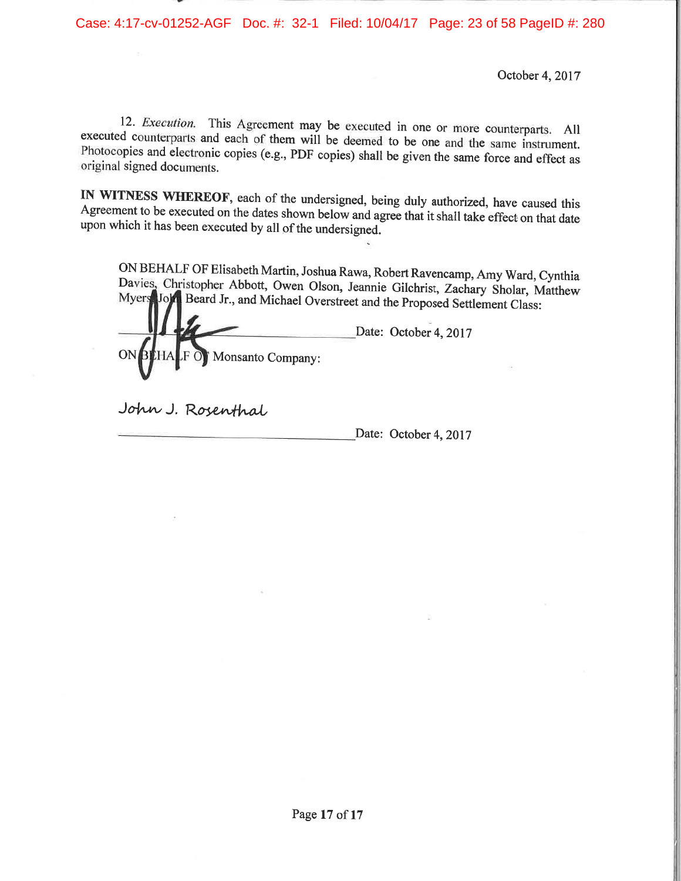October 4, 2017

12. *Execution.* This Agreement may be executed in one or more counterparts. All executed counterparts and each of them will be deemed to be one and the same instrument. Photocopies and electronic copies (e.g., PDF copies) shall be given the same force and effect as original signed documents.

**IN WITNESS WHEREOF**, each of the undersigned, being duly authorized, have caused this Agreement to be executed on the dates shown below and agree that it shall take effect on that date upon which it has been executed by all of the undersigned.

ON BEHALF OF Elisabeth Martin, Joshua Rawa, Robert Ravencamp, Amy Ward, Cynthia Davies, Christopher Abbott, Owen Olson, Jeannie Gilchrist, Zachary Sholar, Matthew Myers, John Beard Jr., and Michael Overstreet and the Proposed Settlement Class:

\_\_\_\_\_\_\_\_\_\_\_\_\_\_\_\_\_\_\_\_\_\_\_\_\_\_\_\_\_\_\_\_ Date: October 4, 2017

ON BEHALF OF Monsanto Company:

John J. Rosenthal

\_\_\_\_\_\_\_\_\_\_\_\_\_\_\_\_\_\_\_\_\_\_\_\_\_\_\_\_\_\_\_\_ Date: October 4, 2017